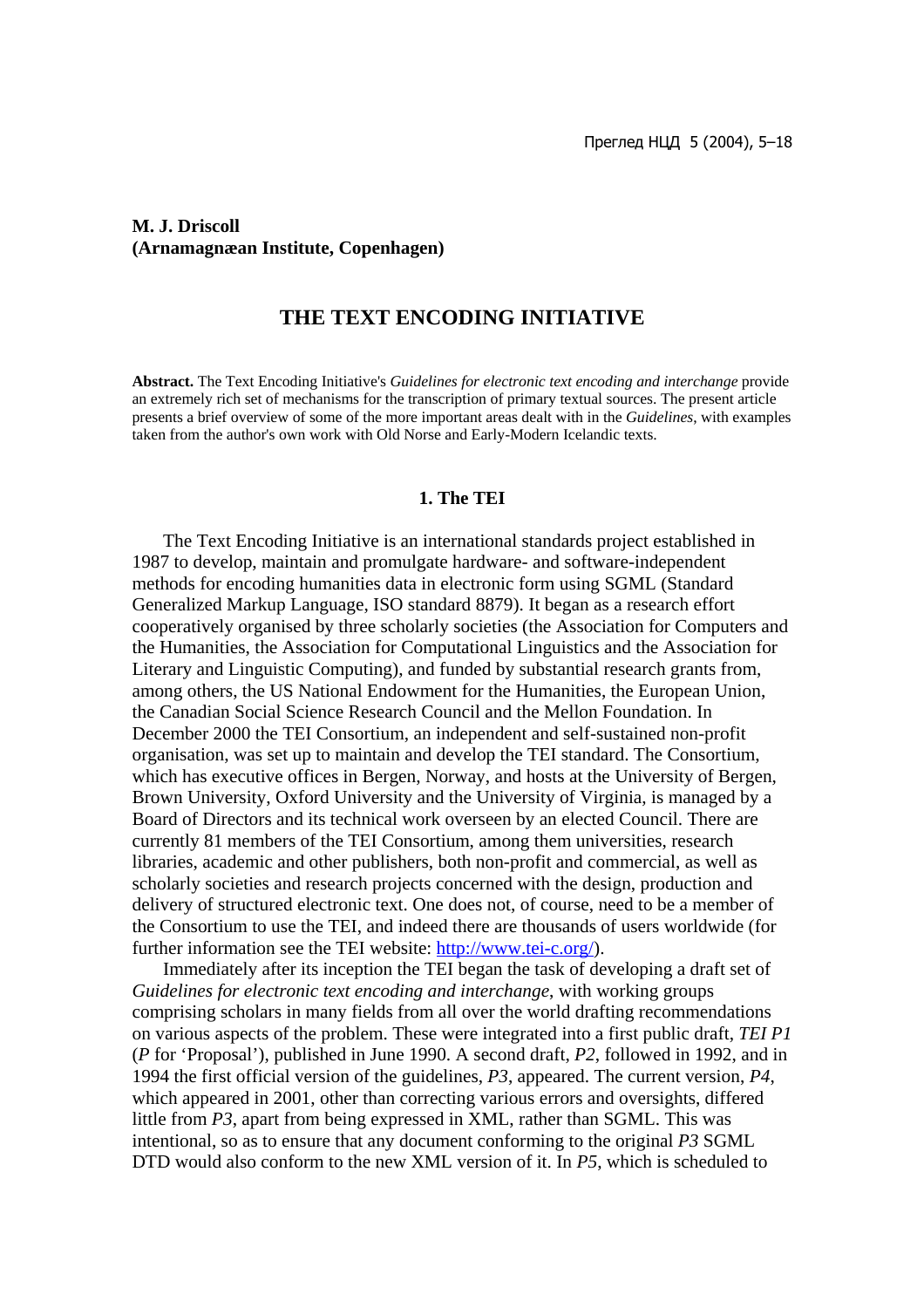**M. J. Driscoll**
**(Arnamagnæan Institute, Copenhagen)**

# THE TEXT ENCODING INITIATIVE

**Abstract.** The Text Encoding Initiative's *Guidelines for electronic text encoding and interchange* provide an extremely rich set of mechanisms for the transcription of primary textual sources. The present article presents a brief overview of some of the more important areas dealt with in the *Guidelines*, with examples taken from the author's own work with Old Norse and Early-Modern Icelandic texts.

## 1. The TEI

The Text Encoding Initiative is an international standards project established in 1987 to develop, maintain and promulgate hardware- and software-independent methods for encoding humanities data in electronic form using SGML (Standard Generalized Markup Language, ISO standard 8879). It began as a research effort cooperatively organised by three scholarly societies (the Association for Computers and the Humanities, the Association for Computational Linguistics and the Association for Literary and Linguistic Computing), and funded by substantial research grants from, among others, the US National Endowment for the Humanities, the European Union, the Canadian Social Science Research Council and the Mellon Foundation. In December 2000 the TEI Consortium, an independent and self-sustained non-profit organisation, was set up to maintain and develop the TEI standard. The Consortium, which has executive offices in Bergen, Norway, and hosts at the University of Bergen, Brown University, Oxford University and the University of Virginia, is managed by a Board of Directors and its technical work overseen by an elected Council. There are currently 81 members of the TEI Consortium, among them universities, research libraries, academic and other publishers, both non-profit and commercial, as well as scholarly societies and research projects concerned with the design, production and delivery of structured electronic text. One does not, of course, need to be a member of the Consortium to use the TEI, and indeed there are thousands of users worldwide (for further information see the TEI website: http://www.tei-c.org/).

Immediately after its inception the TEI began the task of developing a draft set of *Guidelines for electronic text encoding and interchange*, with working groups comprising scholars in many fields from all over the world drafting recommendations on various aspects of the problem. These were integrated into a first public draft, *TEI P1* (*P* for 'Proposal'), published in June 1990. A second draft, *P2*, followed in 1992, and in 1994 the first official version of the guidelines, *P3*, appeared. The current version, *P4*, which appeared in 2001, other than correcting various errors and oversights, differed little from *P3*, apart from being expressed in XML, rather than SGML. This was intentional, so as to ensure that any document conforming to the original *P3* SGML DTD would also conform to the new XML version of it. In *P5*, which is scheduled to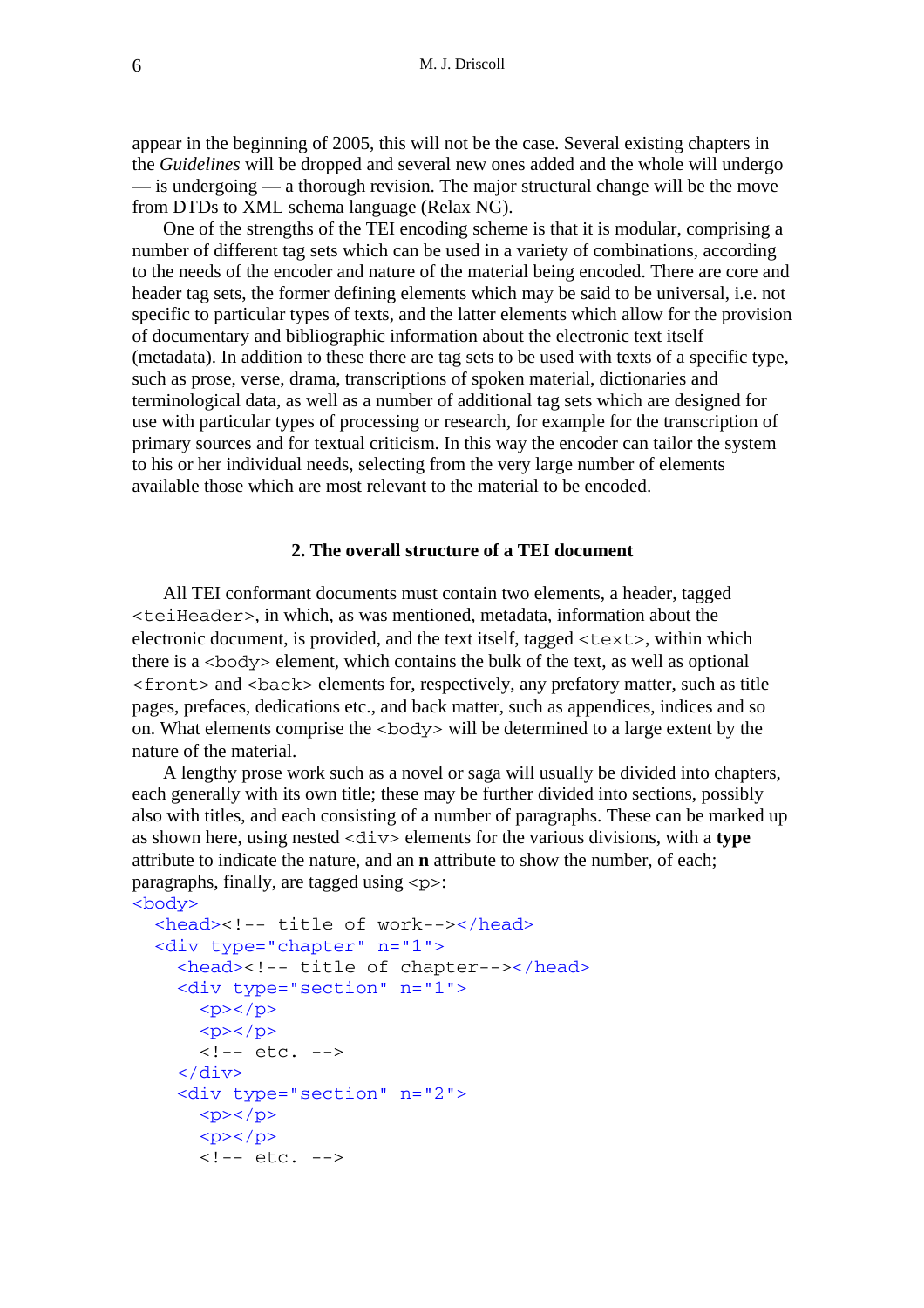appear in the beginning of 2005, this will not be the case. Several existing chapters in the *Guidelines* will be dropped and several new ones added and the whole will undergo — is undergoing — a thorough revision. The major structural change will be the move from DTDs to XML schema language (Relax NG).

One of the strengths of the TEI encoding scheme is that it is modular, comprising a number of different tag sets which can be used in a variety of combinations, according to the needs of the encoder and nature of the material being encoded. There are core and header tag sets, the former defining elements which may be said to be universal, i.e. not specific to particular types of texts, and the latter elements which allow for the provision of documentary and bibliographic information about the electronic text itself (metadata). In addition to these there are tag sets to be used with texts of a specific type, such as prose, verse, drama, transcriptions of spoken material, dictionaries and terminological data, as well as a number of additional tag sets which are designed for use with particular types of processing or research, for example for the transcription of primary sources and for textual criticism. In this way the encoder can tailor the system to his or her individual needs, selecting from the very large number of elements available those which are most relevant to the material to be encoded.

## 2. The overall structure of a TEI document

All TEI conformant documents must contain two elements, a header, tagged `<teiHeader>`, in which, as was mentioned, metadata, information about the electronic document, is provided, and the text itself, tagged `<text>`, within which there is a `<body>` element, which contains the bulk of the text, as well as optional `<front>` and `<back>` elements for, respectively, any prefatory matter, such as title pages, prefaces, dedications etc., and back matter, such as appendices, indices and so on. What elements comprise the `<body>` will be determined to a large extent by the nature of the material.

A lengthy prose work such as a novel or saga will usually be divided into chapters, each generally with its own title; these may be further divided into sections, possibly also with titles, and each consisting of a number of paragraphs. These can be marked up as shown here, using nested `<div>` elements for the various divisions, with a **type** attribute to indicate the nature, and an **n** attribute to show the number, of each; paragraphs, finally, are tagged using `<p>`:

```
<body>
  <head><!-- title of work--></head>
  <div type="chapter" n="1">
    <head><!-- title of chapter--></head>
    <div type="section" n="1">
      <p></p>
      <p></p>
      <!-- etc. -->
    </div>
    <div type="section" n="2">
      <p></p>
      <p></p>
      <!-- etc. -->
```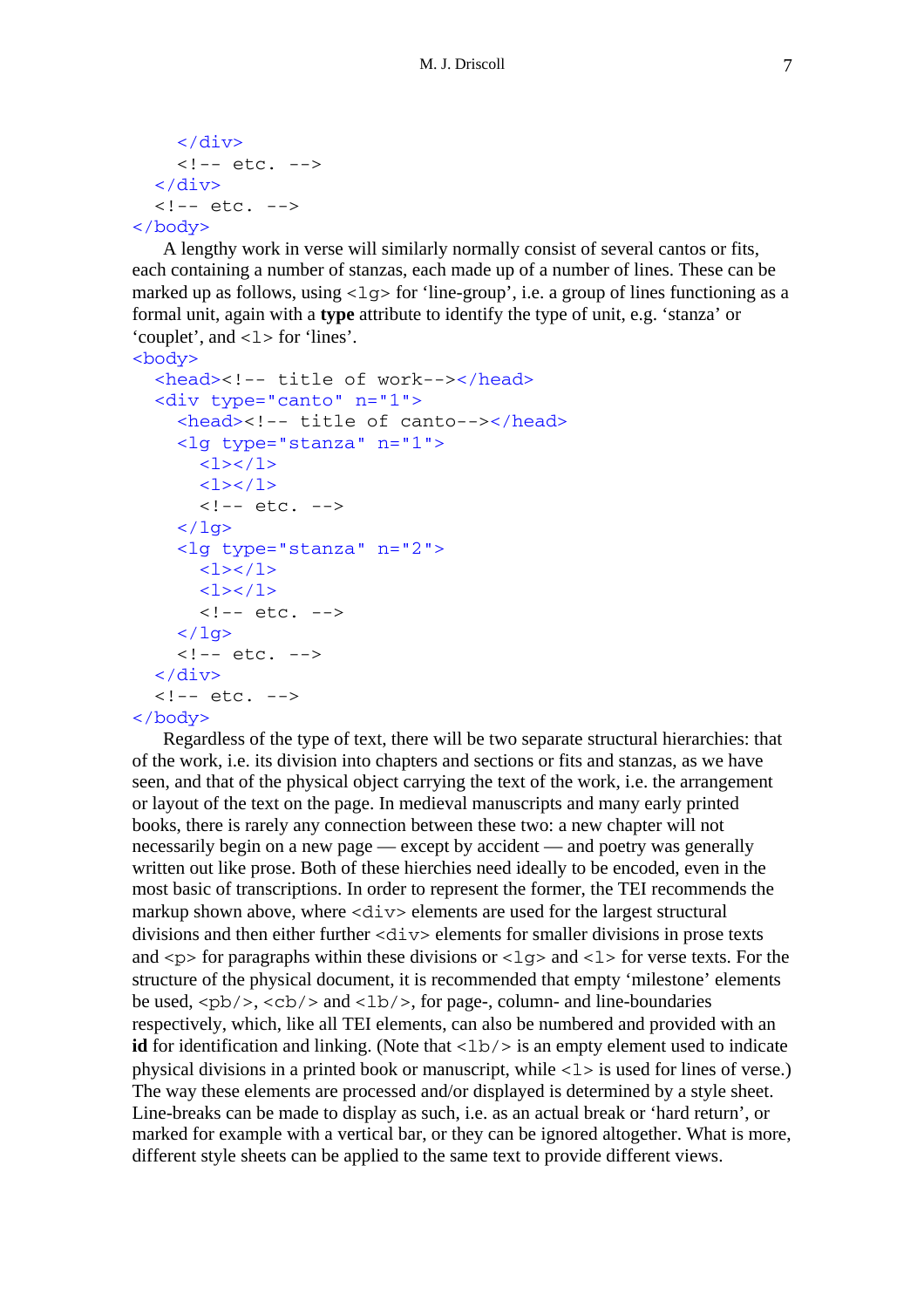```
    </div>
    <!-- etc. -->
  </div>
  <!-- etc. -->
</body>
```

A lengthy work in verse will similarly normally consist of several cantos or fits, each containing a number of stanzas, each made up of a number of lines. These can be marked up as follows, using `<lg>` for 'line-group', i.e. a group of lines functioning as a formal unit, again with a **type** attribute to identify the type of unit, e.g. 'stanza' or 'couplet', and `<l>` for 'lines'.

```
<body>
  <head><!-- title of work--></head>
  <div type="canto" n="1">
    <head><!-- title of canto--></head>
    <lg type="stanza" n="1">
      <l></l>
      <l></l>
      <!-- etc. -->
    </lg>
    <lg type="stanza" n="2">
      <l></l>
      <l></l>
      <!-- etc. -->
    </lg>
    <!-- etc. -->
  </div>
  <!-- etc. -->
</body>
```

Regardless of the type of text, there will be two separate structural hierarchies: that of the work, i.e. its division into chapters and sections or fits and stanzas, as we have seen, and that of the physical object carrying the text of the work, i.e. the arrangement or layout of the text on the page. In medieval manuscripts and many early printed books, there is rarely any connection between these two: a new chapter will not necessarily begin on a new page — except by accident — and poetry was generally written out like prose. Both of these hierchies need ideally to be encoded, even in the most basic of transcriptions. In order to represent the former, the TEI recommends the markup shown above, where `<div>` elements are used for the largest structural divisions and then either further `<div>` elements for smaller divisions in prose texts and `<p>` for paragraphs within these divisions or `<lg>` and `<l>` for verse texts. For the structure of the physical document, it is recommended that empty 'milestone' elements be used, `<pb/>`, `<cb/>` and `<lb/>`, for page-, column- and line-boundaries respectively, which, like all TEI elements, can also be numbered and provided with an **id** for identification and linking. (Note that `<lb/>` is an empty element used to indicate physical divisions in a printed book or manuscript, while `<l>` is used for lines of verse.) The way these elements are processed and/or displayed is determined by a style sheet. Line-breaks can be made to display as such, i.e. as an actual break or 'hard return', or marked for example with a vertical bar, or they can be ignored altogether. What is more, different style sheets can be applied to the same text to provide different views.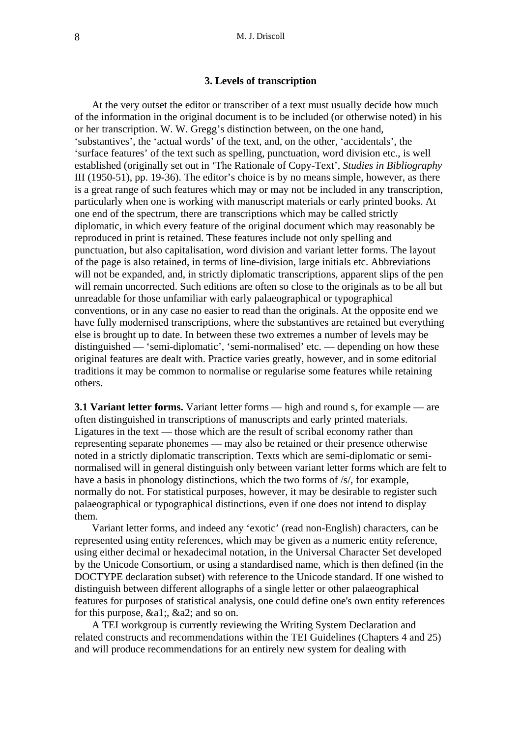### 3. Levels of transcription

At the very outset the editor or transcriber of a text must usually decide how much of the information in the original document is to be included (or otherwise noted) in his or her transcription. W. W. Gregg's distinction between, on the one hand, 'substantives', the 'actual words' of the text, and, on the other, 'accidentals', the 'surface features' of the text such as spelling, punctuation, word division etc., is well established (originally set out in 'The Rationale of Copy-Text', *Studies in Bibliography* III (1950-51), pp. 19-36). The editor's choice is by no means simple, however, as there is a great range of such features which may or may not be included in any transcription, particularly when one is working with manuscript materials or early printed books. At one end of the spectrum, there are transcriptions which may be called strictly diplomatic, in which every feature of the original document which may reasonably be reproduced in print is retained. These features include not only spelling and punctuation, but also capitalisation, word division and variant letter forms. The layout of the page is also retained, in terms of line-division, large initials etc. Abbreviations will not be expanded, and, in strictly diplomatic transcriptions, apparent slips of the pen will remain uncorrected. Such editions are often so close to the originals as to be all but unreadable for those unfamiliar with early palaeographical or typographical conventions, or in any case no easier to read than the originals. At the opposite end we have fully modernised transcriptions, where the substantives are retained but everything else is brought up to date. In between these two extremes a number of levels may be distinguished — 'semi-diplomatic', 'semi-normalised' etc. — depending on how these original features are dealt with. Practice varies greatly, however, and in some editorial traditions it may be common to normalise or regularise some features while retaining others.

**3.1 Variant letter forms.** Variant letter forms — high and round s, for example — are often distinguished in transcriptions of manuscripts and early printed materials. Ligatures in the text — those which are the result of scribal economy rather than representing separate phonemes — may also be retained or their presence otherwise noted in a strictly diplomatic transcription. Texts which are semi-diplomatic or semi-normalised will in general distinguish only between variant letter forms which are felt to have a basis in phonology distinctions, which the two forms of /s/, for example, normally do not. For statistical purposes, however, it may be desirable to register such palaeographical or typographical distinctions, even if one does not intend to display them.

Variant letter forms, and indeed any 'exotic' (read non-English) characters, can be represented using entity references, which may be given as a numeric entity reference, using either decimal or hexadecimal notation, in the Universal Character Set developed by the Unicode Consortium, or using a standardised name, which is then defined (in the DOCTYPE declaration subset) with reference to the Unicode standard. If one wished to distinguish between different allographs of a single letter or other palaeographical features for purposes of statistical analysis, one could define one's own entity references for this purpose, &a1;, &a2; and so on.

A TEI workgroup is currently reviewing the Writing System Declaration and related constructs and recommendations within the TEI Guidelines (Chapters 4 and 25) and will produce recommendations for an entirely new system for dealing with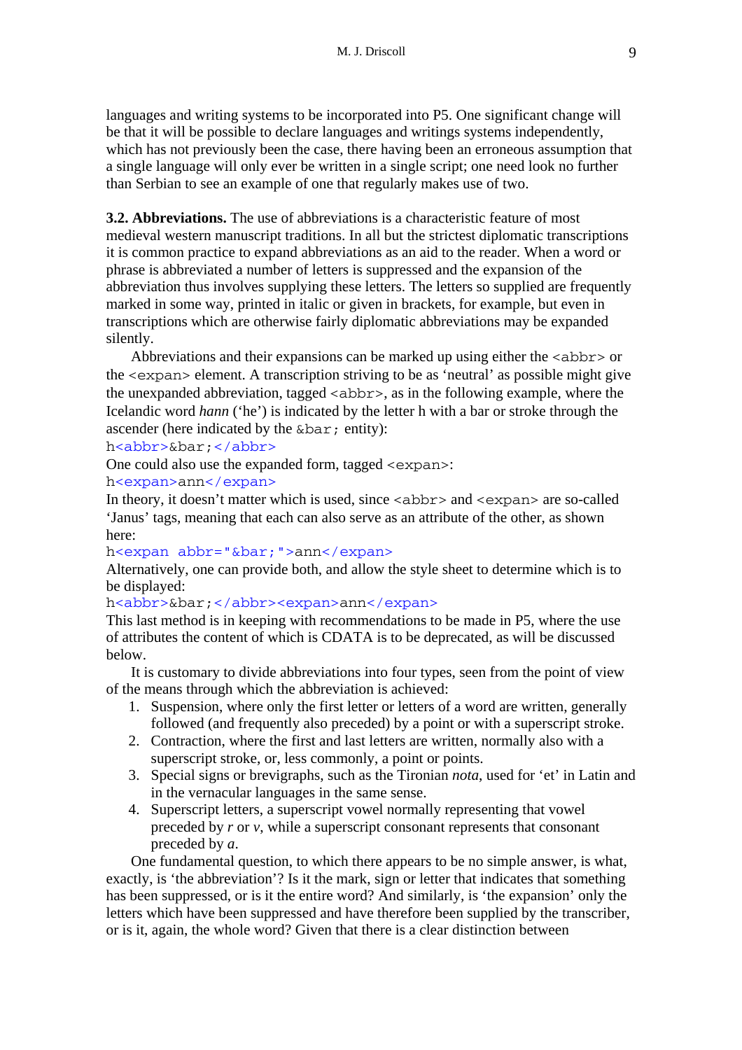languages and writing systems to be incorporated into P5. One significant change will be that it will be possible to declare languages and writings systems independently, which has not previously been the case, there having been an erroneous assumption that a single language will only ever be written in a single script; one need look no further than Serbian to see an example of one that regularly makes use of two.

**3.2. Abbreviations.** The use of abbreviations is a characteristic feature of most medieval western manuscript traditions. In all but the strictest diplomatic transcriptions it is common practice to expand abbreviations as an aid to the reader. When a word or phrase is abbreviated a number of letters is suppressed and the expansion of the abbreviation thus involves supplying these letters. The letters so supplied are frequently marked in some way, printed in italic or given in brackets, for example, but even in transcriptions which are otherwise fairly diplomatic abbreviations may be expanded silently.

Abbreviations and their expansions can be marked up using either the `<abbr>` or the `<expan>` element. A transcription striving to be as 'neutral' as possible might give the unexpanded abbreviation, tagged `<abbr>`, as in the following example, where the Icelandic word *hann* ('he') is indicated by the letter h with a bar or stroke through the ascender (here indicated by the `&bar;` entity):

```
h<abbr>&bar;</abbr>
```

One could also use the expanded form, tagged `<expan>`:

```
h<expan>ann</expan>
```

In theory, it doesn't matter which is used, since `<abbr>` and `<expan>` are so-called 'Janus' tags, meaning that each can also serve as an attribute of the other, as shown here:

```
h<expan abbr="&bar;">ann</expan>
```

Alternatively, one can provide both, and allow the style sheet to determine which is to be displayed:

```
h<abbr>&bar;</abbr><expan>ann</expan>
```

This last method is in keeping with recommendations to be made in P5, where the use of attributes the content of which is CDATA is to be deprecated, as will be discussed below.

It is customary to divide abbreviations into four types, seen from the point of view of the means through which the abbreviation is achieved:

1. Suspension, where only the first letter or letters of a word are written, generally followed (and frequently also preceded) by a point or with a superscript stroke.
2. Contraction, where the first and last letters are written, normally also with a superscript stroke, or, less commonly, a point or points.
3. Special signs or brevigraphs, such as the Tironian *nota*, used for 'et' in Latin and in the vernacular languages in the same sense.
4. Superscript letters, a superscript vowel normally representing that vowel preceded by *r* or *v*, while a superscript consonant represents that consonant preceded by *a*.

One fundamental question, to which there appears to be no simple answer, is what, exactly, is 'the abbreviation'? Is it the mark, sign or letter that indicates that something has been suppressed, or is it the entire word? And similarly, is 'the expansion' only the letters which have been suppressed and have therefore been supplied by the transcriber, or is it, again, the whole word? Given that there is a clear distinction between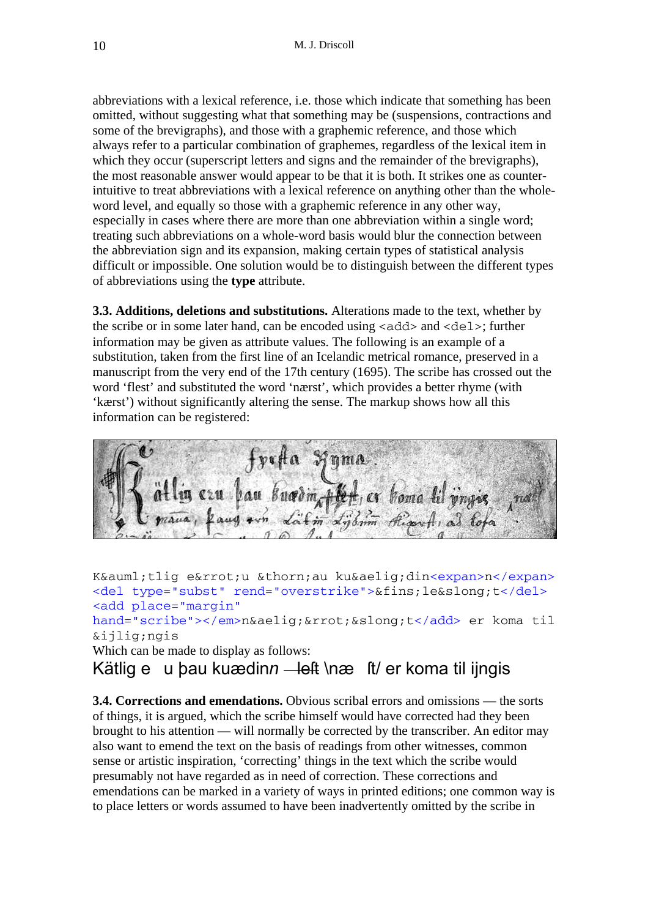abbreviations with a lexical reference, i.e. those which indicate that something has been omitted, without suggesting what that something may be (suspensions, contractions and some of the brevigraphs), and those with a graphemic reference, and those which always refer to a particular combination of graphemes, regardless of the lexical item in which they occur (superscript letters and signs and the remainder of the brevigraphs), the most reasonable answer would appear to be that it is both. It strikes one as counter-intuitive to treat abbreviations with a lexical reference on anything other than the whole-word level, and equally so those with a graphemic reference in any other way, especially in cases where there are more than one abbreviation within a single word; treating such abbreviations on a whole-word basis would blur the connection between the abbreviation sign and its expansion, making certain types of statistical analysis difficult or impossible. One solution would be to distinguish between the different types of abbreviations using the **type** attribute.

**3.3. Additions, deletions and substitutions.** Alterations made to the text, whether by the scribe or in some later hand, can be encoded using `<add>` and `<del>`; further information may be given as attribute values. The following is an example of a substitution, taken from the first line of an Icelandic metrical romance, preserved in a manuscript from the very end of the 17th century (1695). The scribe has crossed out the word 'flest' and substituted the word 'nærst', which provides a better rhyme (with 'kærst') without significantly altering the sense. The markup shows how all this information can be registered:

```
K&auml;tlig e&rrot;u &thorn;au ku&aelig;din<expan>n</expan>
<del type="subst" rend="overstrike">&fins;le&slong;t</del>
<add place="margin"
hand="scribe"></em>n&aelig;&rrot;&slong;t</add> er koma til
&ijlig;ngis
```

Which can be made to display as follows:

Kätlig e u þau kuædin*n* ~~ꝼleſt~~ \næ ſt/ er koma til ijngis

**3.4. Corrections and emendations.** Obvious scribal errors and omissions — the sorts of things, it is argued, which the scribe himself would have corrected had they been brought to his attention — will normally be corrected by the transcriber. An editor may also want to emend the text on the basis of readings from other witnesses, common sense or artistic inspiration, 'correcting' things in the text which the scribe would presumably not have regarded as in need of correction. These corrections and emendations can be marked in a variety of ways in printed editions; one common way is to place letters or words assumed to have been inadvertently omitted by the scribe in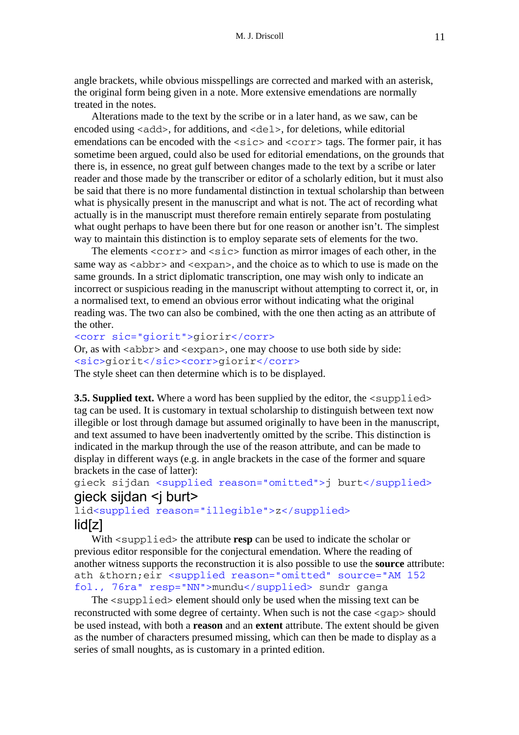angle brackets, while obvious misspellings are corrected and marked with an asterisk, the original form being given in a note. More extensive emendations are normally treated in the notes.

Alterations made to the text by the scribe or in a later hand, as we saw, can be encoded using `<add>`, for additions, and `<del>`, for deletions, while editorial emendations can be encoded with the `<sic>` and `<corr>` tags. The former pair, it has sometime been argued, could also be used for editorial emendations, on the grounds that there is, in essence, no great gulf between changes made to the text by a scribe or later reader and those made by the transcriber or editor of a scholarly edition, but it must also be said that there is no more fundamental distinction in textual scholarship than between what is physically present in the manuscript and what is not. The act of recording what actually is in the manuscript must therefore remain entirely separate from postulating what ought perhaps to have been there but for one reason or another isn't. The simplest way to maintain this distinction is to employ separate sets of elements for the two.

The elements `<corr>` and `<sic>` function as mirror images of each other, in the same way as `<abbr>` and `<expan>`, and the choice as to which to use is made on the same grounds. In a strict diplomatic transcription, one may wish only to indicate an incorrect or suspicious reading in the manuscript without attempting to correct it, or, in a normalised text, to emend an obvious error without indicating what the original reading was. The two can also be combined, with the one then acting as an attribute of the other.

```
<corr sic="giorit">giorir</corr>
```

Or, as with `<abbr>` and `<expan>`, one may choose to use both side by side:

```
<sic>giorit</sic><corr>giorir</corr>
```

The style sheet can then determine which is to be displayed.

**3.5. Supplied text.** Where a word has been supplied by the editor, the `<supplied>` tag can be used. It is customary in textual scholarship to distinguish between text now illegible or lost through damage but assumed originally to have been in the manuscript, and text assumed to have been inadvertently omitted by the scribe. This distinction is indicated in the markup through the use of the reason attribute, and can be made to display in different ways (e.g. in angle brackets in the case of the former and square brackets in the case of latter):

```
gieck sijdan <supplied reason="omitted">j burt</supplied>
```

gieck sijdan <j burt>

```
lid<supplied reason="illegible">z</supplied>
```

lid[z]

With `<supplied>` the attribute **resp** can be used to indicate the scholar or previous editor responsible for the conjectural emendation. Where the reading of another witness supports the reconstruction it is also possible to use the **source** attribute:

```
ath &thorn;eir <supplied reason="omitted" source="AM 152
fol., 76ra" resp="NN">mundu</supplied> sundr ganga
```

The `<supplied>` element should only be used when the missing text can be reconstructed with some degree of certainty. When such is not the case `<gap>` should be used instead, with both a **reason** and an **extent** attribute. The extent should be given as the number of characters presumed missing, which can then be made to display as a series of small noughts, as is customary in a printed edition.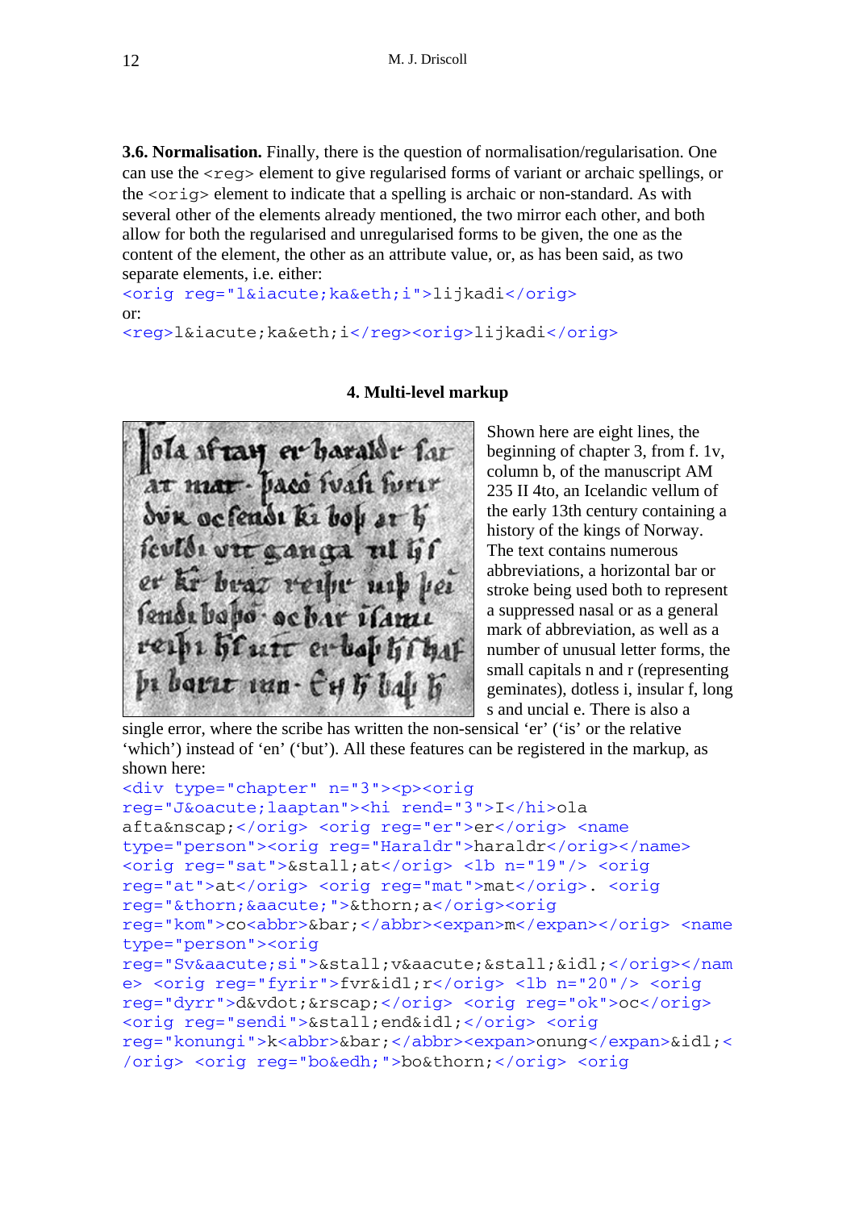**3.6. Normalisation.** Finally, there is the question of normalisation/regularisation. One can use the `<reg>` element to give regularised forms of variant or archaic spellings, or the `<orig>` element to indicate that a spelling is archaic or non-standard. As with several other of the elements already mentioned, the two mirror each other, and both allow for both the regularised and unregularised forms to be given, the one as the content of the element, the other as an attribute value, or, as has been said, as two separate elements, i.e. either:

```
<orig reg="l&iacute;ka&eth;i">lijkadi</orig>
```

or:

```
<reg>l&iacute;ka&eth;i</reg><orig>lijkadi</orig>
```

## 4. Multi-level markup

Shown here are eight lines, the beginning of chapter 3, from f. 1v, column b, of the manuscript AM 235 II 4to, an Icelandic vellum of the early 13th century containing a history of the kings of Norway. The text contains numerous abbreviations, a horizontal bar or stroke being used both to represent a suppressed nasal or as a general mark of abbreviation, as well as a number of unusual letter forms, the small capitals n and r (representing geminates), dotless i, insular f, long s and uncial e. There is also a single error, where the scribe has written the non-sensical 'er' ('is' or the relative 'which') instead of 'en' ('but'). All these features can be registered in the markup, as shown here:

```
<div type="chapter" n="3"><p><orig
reg="J&oacute;laaptan"><hi rend="3">I</hi>ola
afta&nscap;</orig> <orig reg="er">er</orig> <name
type="person"><orig reg="Haraldr">haraldr</orig></name>
<orig reg="sat">&stall;at</orig> <lb n="19"/> <orig
reg="at">at</orig> <orig reg="mat">mat</orig>. <orig
reg="&thorn;&aacute;">&thorn;a</orig><orig
reg="kom">co<abbr>&bar;</abbr><expan>m</expan></orig> <name
type="person"><orig
reg="Sv&aacute;si">&stall;v&aacute;&stall;&idl;</orig></nam
e> <orig reg="fyrir">fvr&idl;r</orig> <lb n="20"/> <orig
reg="dyrr">d&vdot;&rscap;</orig> <orig reg="ok">oc</orig>
<orig reg="sendi">&stall;end&idl;</orig> <orig
reg="konungi">k<abbr>&bar;</abbr><expan>onung</expan>&idl;<
/orig> <orig reg="bo&edh;">bo&thorn;</orig> <orig
```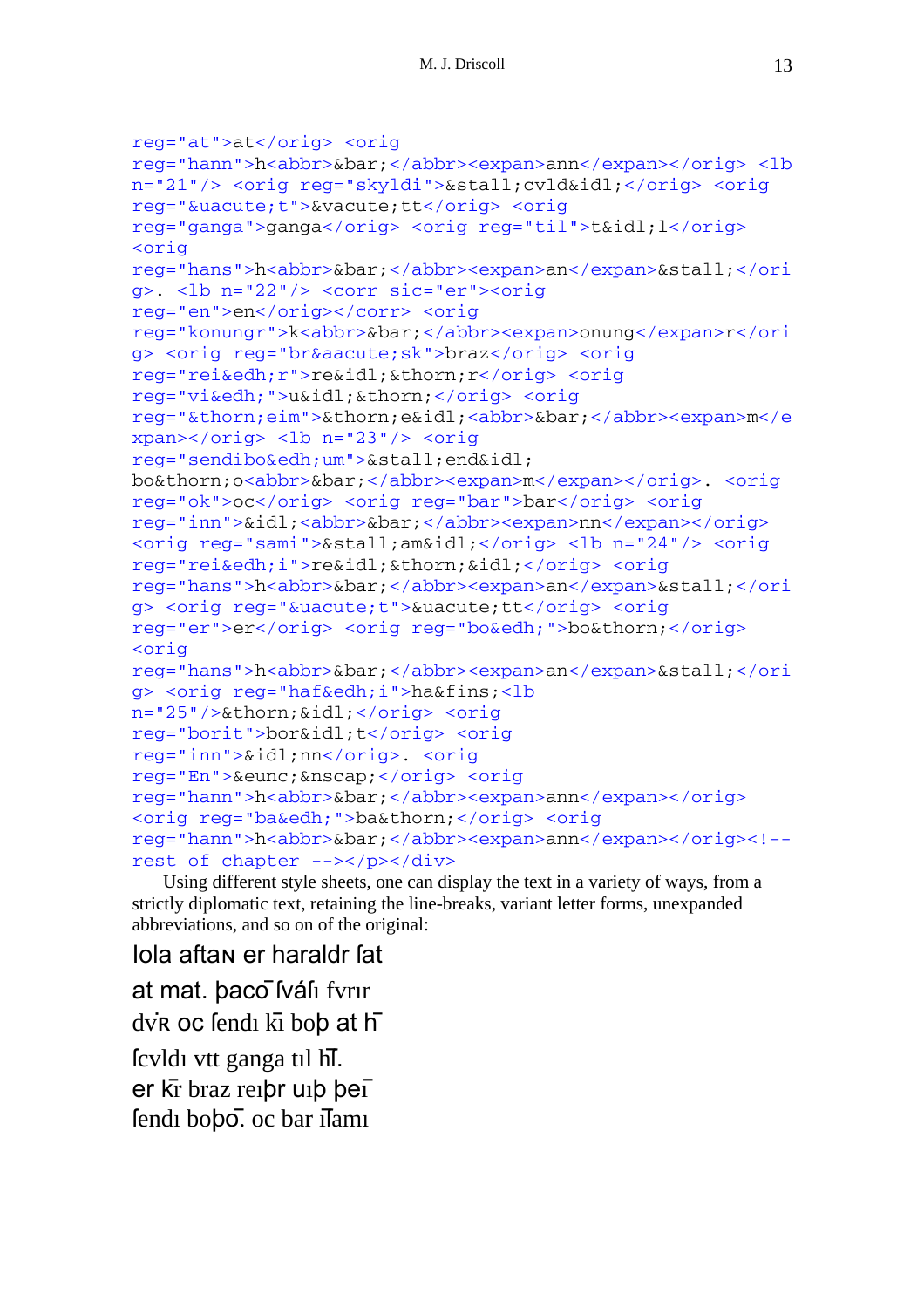```
reg="at">at</orig> <orig
reg="hann">h<abbr>&bar;</abbr><expan>ann</expan></orig> <lb
n="21"/> <orig reg="skyldi">&stall;cvld&idl;</orig> <orig
reg="&uacute;t">&vacute;tt</orig> <orig
reg="ganga">ganga</orig> <orig reg="til">t&idl;l</orig>
<orig
reg="hans">h<abbr>&bar;</abbr><expan>an</expan>&stall;</ori
g>. <lb n="22"/> <corr sic="er"><orig
reg="en">en</orig></corr> <orig
reg="konungr">k<abbr>&bar;</abbr><expan>onung</expan>r</ori
g> <orig reg="br&aacute;sk">braz</orig> <orig
reg="rei&edh;r">re&idl;&thorn;r</orig> <orig
reg="vi&edh;">u&idl;&thorn;</orig> <orig
reg="&thorn;eim">&thorn;e&idl;<abbr>&bar;</abbr><expan>m</e
xpan></orig> <lb n="23"/> <orig
reg="sendibo&edh;um">&stall;end&idl;
bo&thorn;o<abbr>&bar;</abbr><expan>m</expan></orig>. <orig
reg="ok">oc</orig> <orig reg="bar">bar</orig> <orig
reg="inn">&idl;<abbr>&bar;</abbr><expan>nn</expan></orig>
<orig reg="sami">&stall;am&idl;</orig> <lb n="24"/> <orig
reg="rei&edh;i">re&idl;&thorn;&idl;</orig> <orig
reg="hans">h<abbr>&bar;</abbr><expan>an</expan>&stall;</ori
g> <orig reg="&uacute;t">&uacute;tt</orig> <orig
reg="er">er</orig> <orig reg="bo&edh;">bo&thorn;</orig>
<orig
reg="hans">h<abbr>&bar;</abbr><expan>an</expan>&stall;</ori
g> <orig reg="haf&edh;i">ha&fins;<lb
n="25"/>&thorn;&idl;</orig> <orig
reg="borit">bor&idl;t</orig> <orig
reg="inn">&idl;nn</orig>. <orig
reg="En">&eunc;&nscap;</orig> <orig
reg="hann">h<abbr>&bar;</abbr><expan>ann</expan></orig>
<orig reg="ba&edh;">ba&thorn;</orig> <orig
reg="hann">h<abbr>&bar;</abbr><expan>ann</expan></orig><!--
rest of chapter --></p></div>
```

Using different style sheets, one can display the text in a variety of ways, from a strictly diplomatic text, retaining the line-breaks, variant letter forms, unexpanded abbreviations, and so on of the original:

ſola aftaɴ er haraldr ſat  
at mat. þaco̅ ſváſı fvrır  
dv̇ʀ oc ſendı kı̅ boþ at h̅  
ſcvldı vtt ganga tıl hſ̅.  
er kr̅ braz reıþr uıþ þeı̅  
ſendı boþo̅. oc bar ı̅ſamı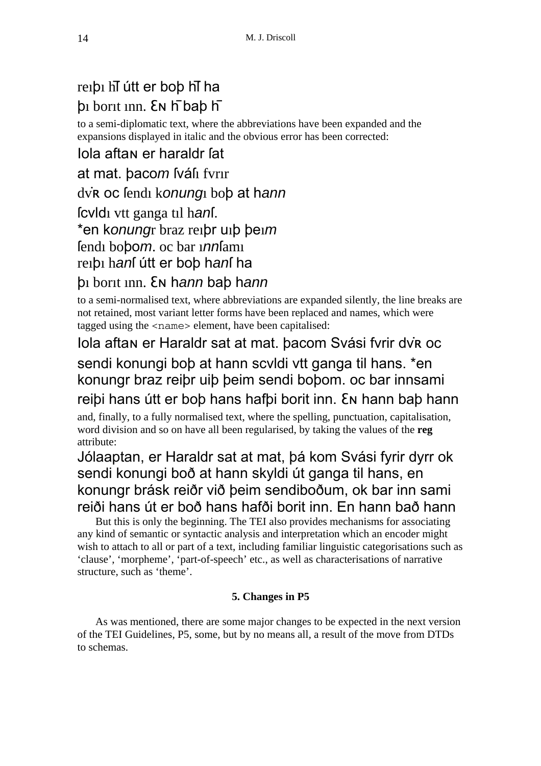reıþı hn̄ útt er boþ hn̄ ha

þı borıt ınn. Ɛɴ h̄ baþ h̄

to a semi-diplomatic text, where the abbreviations have been expanded and the expansions displayed in italic and the obvious error has been corrected:

Iola aftaɴ er haraldr ſat

at mat. þaco*m* ſváſı fvrır

dvʀ̇ oc ſendı k*onung*ı boþ at h*ann*

ſcvldı vtt ganga tıl h*an*ſ.

*en k*onung*r braz reıþr uıþ þeı*m*

ſendı boþo*m*. oc bar ı*nn*ſamı

reıþı h*an*ſ útt er boþ h*an*ſ ha

þı borıt ınn. Ɛɴ h*ann* baþ h*ann*

to a semi-normalised text, where abbreviations are expanded silently, the line breaks are not retained, most variant letter forms have been replaced and names, which were tagged using the `<name>` element, have been capitalised:

Iola aftaɴ er Haraldr sat at mat. þacom Svási fvrir dvʀ̇ oc sendi konungi boþ at hann scvldi vtt ganga til hans. *en konungr braz reiþr uiþ þeim sendi boþom. oc bar innsami reiþi hans útt er boþ hans hafþi borit inn. Ɛɴ hann baþ hann

and, finally, to a fully normalised text, where the spelling, punctuation, capitalisation, word division and so on have all been regularised, by taking the values of the **reg** attribute:

Jólaaptan, er Haraldr sat at mat, þá kom Svási fyrir dyrr ok sendi konungi boð at hann skyldi út ganga til hans, en konungr brásk reiðr við þeim sendiboðum, ok bar inn sami reiði hans út er boð hans hafði borit inn. En hann bað hann

But this is only the beginning. The TEI also provides mechanisms for associating any kind of semantic or syntactic analysis and interpretation which an encoder might wish to attach to all or part of a text, including familiar linguistic categorisations such as 'clause', 'morpheme', 'part-of-speech' etc., as well as characterisations of narrative structure, such as 'theme'.

## 5. Changes in P5

As was mentioned, there are some major changes to be expected in the next version of the TEI Guidelines, P5, some, but by no means all, a result of the move from DTDs to schemas.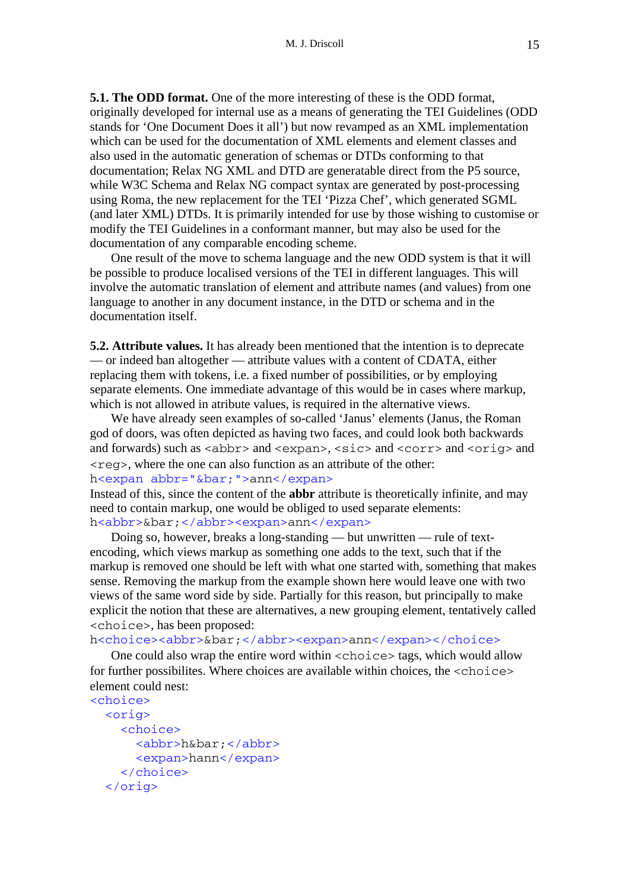**5.1. The ODD format.** One of the more interesting of these is the ODD format, originally developed for internal use as a means of generating the TEI Guidelines (ODD stands for 'One Document Does it all') but now revamped as an XML implementation which can be used for the documentation of XML elements and element classes and also used in the automatic generation of schemas or DTDs conforming to that documentation; Relax NG XML and DTD are generatable direct from the P5 source, while W3C Schema and Relax NG compact syntax are generated by post-processing using Roma, the new replacement for the TEI 'Pizza Chef', which generated SGML (and later XML) DTDs. It is primarily intended for use by those wishing to customise or modify the TEI Guidelines in a conformant manner, but may also be used for the documentation of any comparable encoding scheme.

One result of the move to schema language and the new ODD system is that it will be possible to produce localised versions of the TEI in different languages. This will involve the automatic translation of element and attribute names (and values) from one language to another in any document instance, in the DTD or schema and in the documentation itself.

**5.2. Attribute values.** It has already been mentioned that the intention is to deprecate — or indeed ban altogether — attribute values with a content of CDATA, either replacing them with tokens, i.e. a fixed number of possibilities, or by employing separate elements. One immediate advantage of this would be in cases where markup, which is not allowed in atribute values, is required in the alternative views.

We have already seen examples of so-called 'Janus' elements (Janus, the Roman god of doors, was often depicted as having two faces, and could look both backwards and forwards) such as `<abbr>` and `<expan>`, `<sic>` and `<corr>` and `<orig>` and `<reg>`, where the one can also function as an attribute of the other:

```
h<expan abbr="&bar;">ann</expan>
```

Instead of this, since the content of the **abbr** attribute is theoretically infinite, and may need to contain markup, one would be obliged to used separate elements:

```
h<abbr>&bar;</abbr><expan>ann</expan>
```

Doing so, however, breaks a long-standing — but unwritten — rule of text-encoding, which views markup as something one adds to the text, such that if the markup is removed one should be left with what one started with, something that makes sense. Removing the markup from the example shown here would leave one with two views of the same word side by side. Partially for this reason, but principally to make explicit the notion that these are alternatives, a new grouping element, tentatively called `<choice>`, has been proposed:

```
h<choice><abbr>&bar;</abbr><expan>ann</expan></choice>
```

One could also wrap the entire word within `<choice>` tags, which would allow for further possibilites. Where choices are available within choices, the `<choice>` element could nest:

```
<choice>
  <orig>
    <choice>
      <abbr>h&bar;</abbr>
      <expan>hann</expan>
    </choice>
  </orig>
```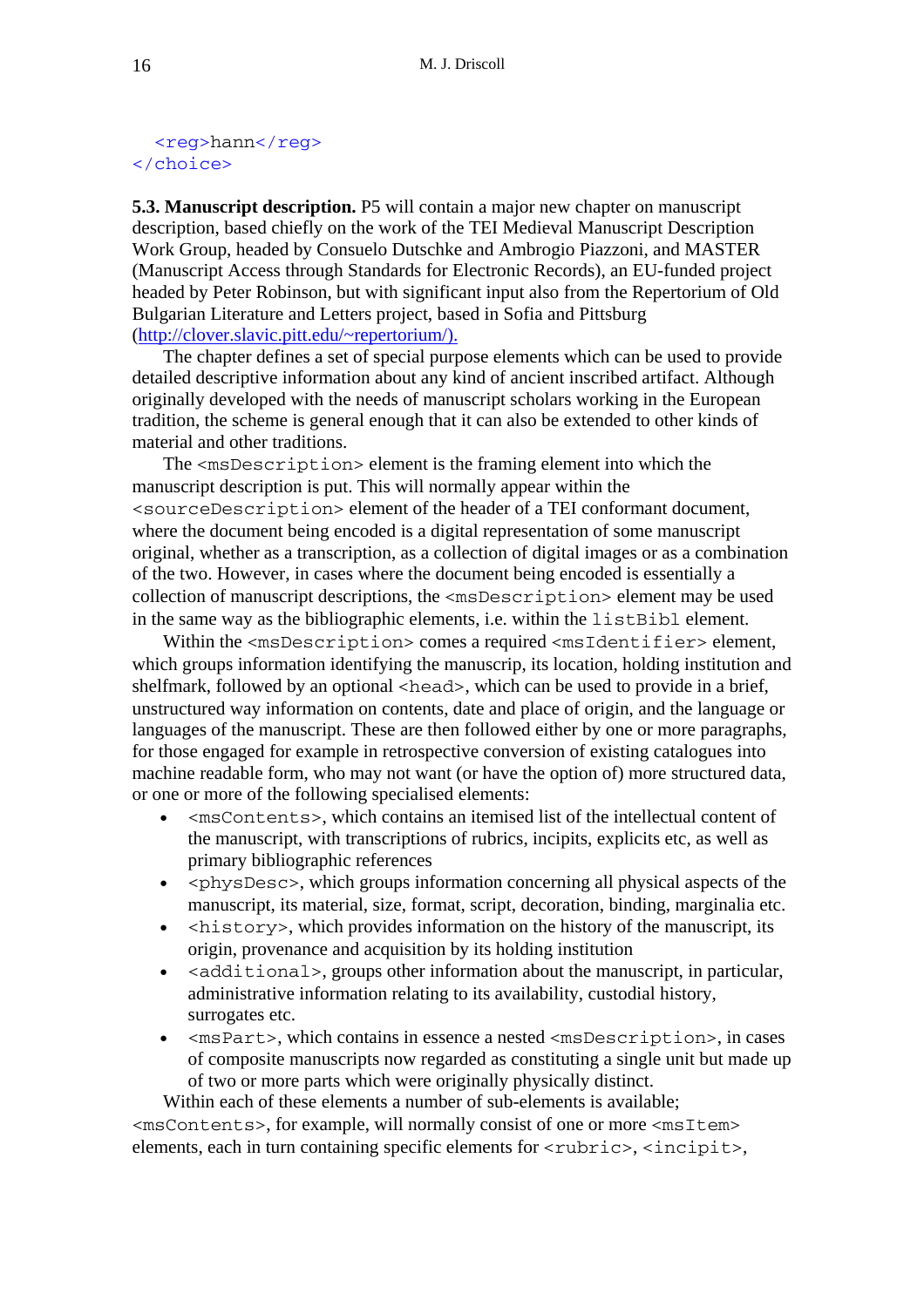```
  <reg>hann</reg>
</choice>
```

**5.3. Manuscript description.** P5 will contain a major new chapter on manuscript description, based chiefly on the work of the TEI Medieval Manuscript Description Work Group, headed by Consuelo Dutschke and Ambrogio Piazzoni, and MASTER (Manuscript Access through Standards for Electronic Records), an EU-funded project headed by Peter Robinson, but with significant input also from the Repertorium of Old Bulgarian Literature and Letters project, based in Sofia and Pittsburg (http://clover.slavic.pitt.edu/~repertorium/).

The chapter defines a set of special purpose elements which can be used to provide detailed descriptive information about any kind of ancient inscribed artifact. Although originally developed with the needs of manuscript scholars working in the European tradition, the scheme is general enough that it can also be extended to other kinds of material and other traditions.

The `<msDescription>` element is the framing element into which the manuscript description is put. This will normally appear within the `<sourceDescription>` element of the header of a TEI conformant document, where the document being encoded is a digital representation of some manuscript original, whether as a transcription, as a collection of digital images or as a combination of the two. However, in cases where the document being encoded is essentially a collection of manuscript descriptions, the `<msDescription>` element may be used in the same way as the bibliographic elements, i.e. within the `listBibl` element.

Within the `<msDescription>` comes a required `<msIdentifier>` element, which groups information identifying the manuscript, its location, holding institution and shelfmark, followed by an optional `<head>`, which can be used to provide in a brief, unstructured way information on contents, date and place of origin, and the language or languages of the manuscript. These are then followed either by one or more paragraphs, for those engaged for example in retrospective conversion of existing catalogues into machine readable form, who may not want (or have the option of) more structured data, or one or more of the following specialised elements:

- `<msContents>`, which contains an itemised list of the intellectual content of the manuscript, with transcriptions of rubrics, incipits, explicits etc, as well as primary bibliographic references
- `<physDesc>`, which groups information concerning all physical aspects of the manuscript, its material, size, format, script, decoration, binding, marginalia etc.
- `<history>`, which provides information on the history of the manuscript, its origin, provenance and acquisition by its holding institution
- `<additional>`, groups other information about the manuscript, in particular, administrative information relating to its availability, custodial history, surrogates etc.
- `<msPart>`, which contains in essence a nested `<msDescription>`, in cases of composite manuscripts now regarded as constituting a single unit but made up of two or more parts which were originally physically distinct.

Within each of these elements a number of sub-elements is available; `<msContents>`, for example, will normally consist of one or more `<msItem>` elements, each in turn containing specific elements for `<rubric>`, `<incipit>`,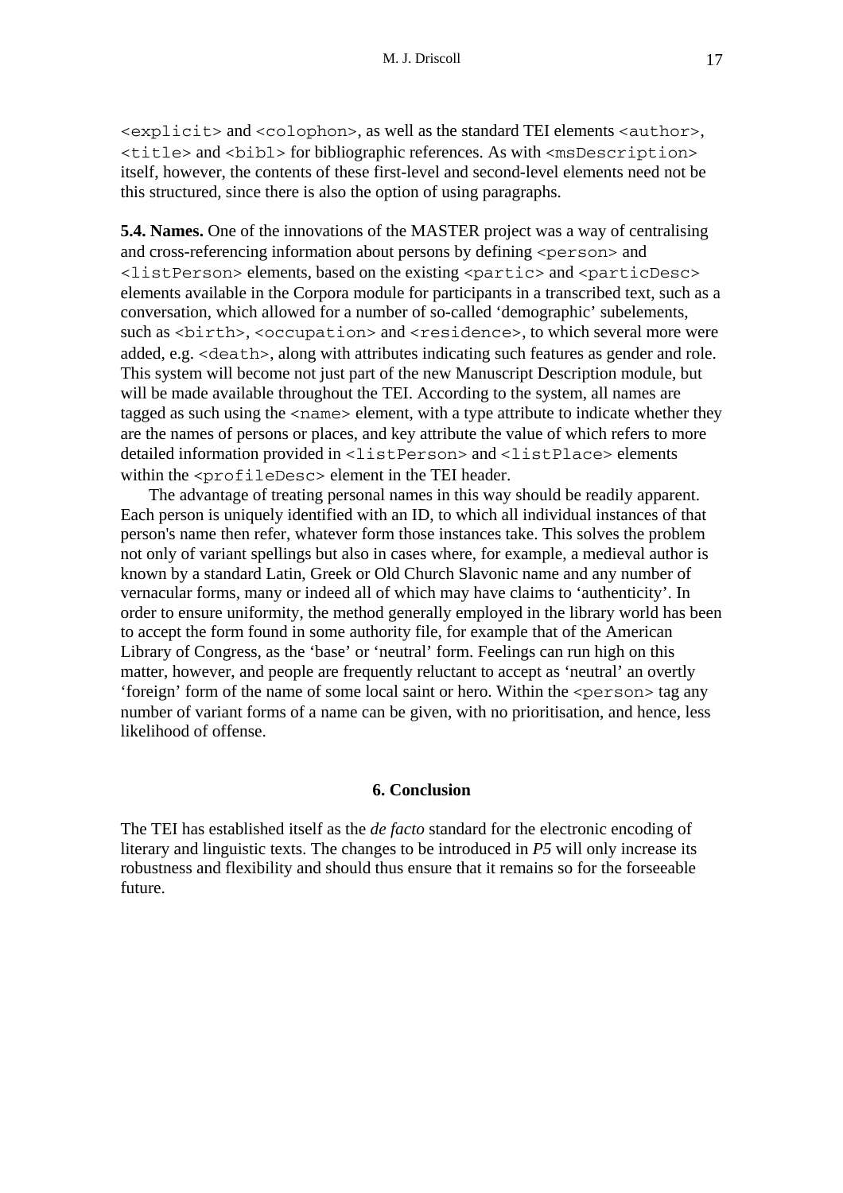`<explicit>` and `<colophon>`, as well as the standard TEI elements `<author>`, `<title>` and `<bibl>` for bibliographic references. As with `<msDescription>` itself, however, the contents of these first-level and second-level elements need not be this structured, since there is also the option of using paragraphs.

**5.4. Names.** One of the innovations of the MASTER project was a way of centralising and cross-referencing information about persons by defining `<person>` and `<listPerson>` elements, based on the existing `<partic>` and `<particDesc>` elements available in the Corpora module for participants in a transcribed text, such as a conversation, which allowed for a number of so-called 'demographic' subelements, such as `<birth>`, `<occupation>` and `<residence>`, to which several more were added, e.g. `<death>`, along with attributes indicating such features as gender and role. This system will become not just part of the new Manuscript Description module, but will be made available throughout the TEI. According to the system, all names are tagged as such using the `<name>` element, with a type attribute to indicate whether they are the names of persons or places, and key attribute the value of which refers to more detailed information provided in `<listPerson>` and `<listPlace>` elements within the `<profileDesc>` element in the TEI header.

The advantage of treating personal names in this way should be readily apparent. Each person is uniquely identified with an ID, to which all individual instances of that person's name then refer, whatever form those instances take. This solves the problem not only of variant spellings but also in cases where, for example, a medieval author is known by a standard Latin, Greek or Old Church Slavonic name and any number of vernacular forms, many or indeed all of which may have claims to 'authenticity'. In order to ensure uniformity, the method generally employed in the library world has been to accept the form found in some authority file, for example that of the American Library of Congress, as the 'base' or 'neutral' form. Feelings can run high on this matter, however, and people are frequently reluctant to accept as 'neutral' an overtly 'foreign' form of the name of some local saint or hero. Within the `<person>` tag any number of variant forms of a name can be given, with no prioritisation, and hence, less likelihood of offense.

## 6. Conclusion

The TEI has established itself as the *de facto* standard for the electronic encoding of literary and linguistic texts. The changes to be introduced in *P5* will only increase its robustness and flexibility and should thus ensure that it remains so for the forseeable future.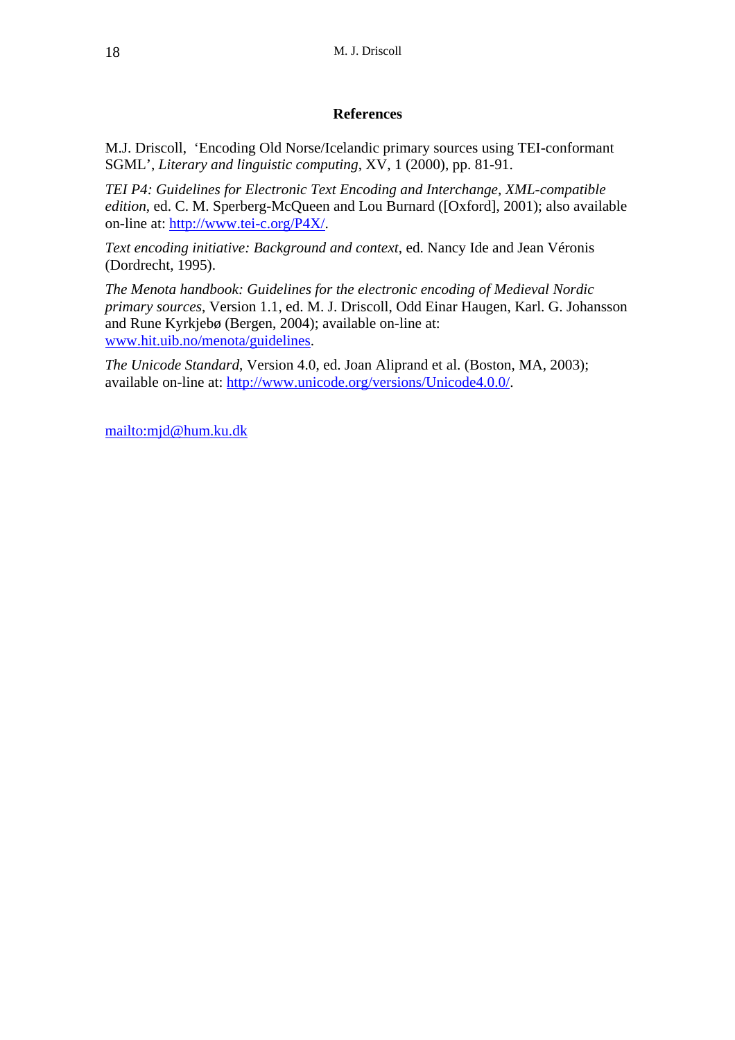## References

M.J. Driscoll, 'Encoding Old Norse/Icelandic primary sources using TEI-conformant SGML', *Literary and linguistic computing*, XV, 1 (2000), pp. 81-91.

*TEI P4: Guidelines for Electronic Text Encoding and Interchange, XML-compatible edition*, ed. C. M. Sperberg-McQueen and Lou Burnard ([Oxford], 2001); also available on-line at: http://www.tei-c.org/P4X/.

*Text encoding initiative: Background and context*, ed. Nancy Ide and Jean Véronis (Dordrecht, 1995).

*The Menota handbook: Guidelines for the electronic encoding of Medieval Nordic primary sources*, Version 1.1, ed. M. J. Driscoll, Odd Einar Haugen, Karl. G. Johansson and Rune Kyrkjebø (Bergen, 2004); available on-line at: www.hit.uib.no/menota/guidelines.

*The Unicode Standard*, Version 4.0, ed. Joan Aliprand et al. (Boston, MA, 2003); available on-line at: http://www.unicode.org/versions/Unicode4.0.0/.

mailto:mjd@hum.ku.dk